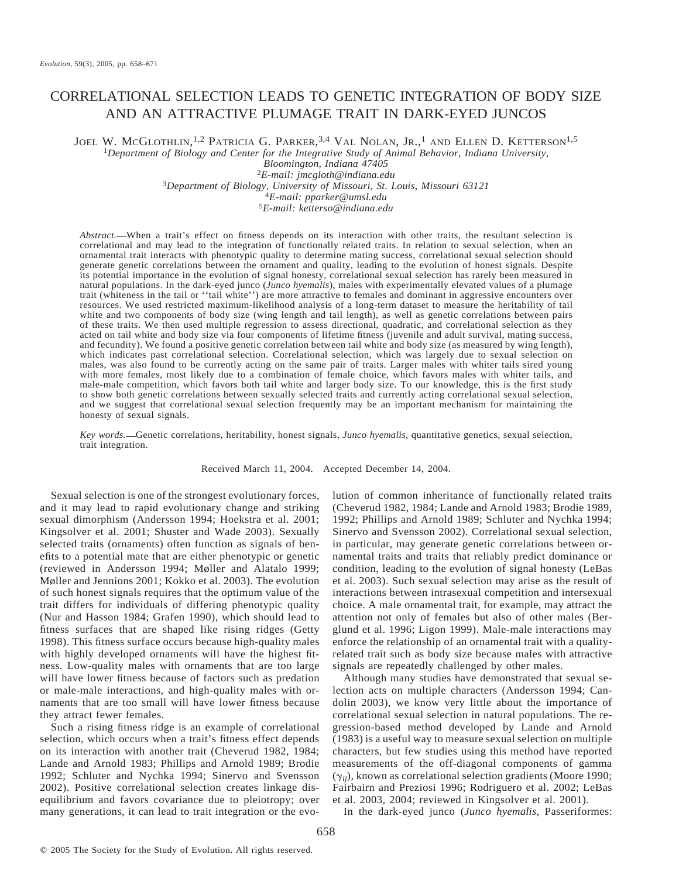# CORRELATIONAL SELECTION LEADS TO GENETIC INTEGRATION OF BODY SIZE AND AN ATTRACTIVE PLUMAGE TRAIT IN DARK-EYED JUNCOS

Joel W. McGlothlin,[1,2] Patricia G. Parker,[3,4] Val Nolan, Jr.,[1] and Ellen D. Ketterson[1,5]

[1]*Department of Biology and Center for the Integrative Study of Animal Behavior, Indiana University, Bloomington, Indiana 47405*

[2]*E-mail: jmcgloth@indiana.edu*

[3]*Department of Biology, University of Missouri, St. Louis, Missouri 63121*

[4]*E-mail: pparker@umsl.edu*

[5]*E-mail: ketterso@indiana.edu*

*Abstract.*—When a trait's effect on fitness depends on its interaction with other traits, the resultant selection is correlational and may lead to the integration of functionally related traits. In relation to sexual selection, when an ornamental trait interacts with phenotypic quality to determine mating success, correlational sexual selection should generate genetic correlations between the ornament and quality, leading to the evolution of honest signals. Despite its potential importance in the evolution of signal honesty, correlational sexual selection has rarely been measured in natural populations. In the dark-eyed junco (*Junco hyemalis*), males with experimentally elevated values of a plumage trait (whiteness in the tail or ''tail white'') are more attractive to females and dominant in aggressive encounters over resources. We used restricted maximum-likelihood analysis of a long-term dataset to measure the heritability of tail white and two components of body size (wing length and tail length), as well as genetic correlations between pairs of these traits. We then used multiple regression to assess directional, quadratic, and correlational selection as they acted on tail white and body size via four components of lifetime fitness (juvenile and adult survival, mating success, and fecundity). We found a positive genetic correlation between tail white and body size (as measured by wing length), which indicates past correlational selection. Correlational selection, which was largely due to sexual selection on males, was also found to be currently acting on the same pair of traits. Larger males with whiter tails sired young with more females, most likely due to a combination of female choice, which favors males with whiter tails, and male-male competition, which favors both tail white and larger body size. To our knowledge, this is the first study to show both genetic correlations between sexually selected traits and currently acting correlational sexual selection, and we suggest that correlational sexual selection frequently may be an important mechanism for maintaining the honesty of sexual signals.

*Key words.*—Genetic correlations, heritability, honest signals, *Junco hyemalis*, quantitative genetics, sexual selection, trait integration.

Received March 11, 2004. Accepted December 14, 2004.

Sexual selection is one of the strongest evolutionary forces, and it may lead to rapid evolutionary change and striking sexual dimorphism (Andersson 1994; Hoekstra et al. 2001; Kingsolver et al. 2001; Shuster and Wade 2003). Sexually selected traits (ornaments) often function as signals of benefits to a potential mate that are either phenotypic or genetic (reviewed in Andersson 1994; Møller and Alatalo 1999; Møller and Jennions 2001; Kokko et al. 2003). The evolution of such honest signals requires that the optimum value of the trait differs for individuals of differing phenotypic quality (Nur and Hasson 1984; Grafen 1990), which should lead to fitness surfaces that are shaped like rising ridges (Getty 1998). This fitness surface occurs because high-quality males with highly developed ornaments will have the highest fitness. Low-quality males with ornaments that are too large will have lower fitness because of factors such as predation or male-male interactions, and high-quality males with ornaments that are too small will have lower fitness because they attract fewer females.

Such a rising fitness ridge is an example of correlational selection, which occurs when a trait's fitness effect depends on its interaction with another trait (Cheverud 1982, 1984; Lande and Arnold 1983; Phillips and Arnold 1989; Brodie 1992; Schluter and Nychka 1994; Sinervo and Svensson 2002). Positive correlational selection creates linkage disequilibrium and favors covariance due to pleiotropy; over many generations, it can lead to trait integration or the evolution of common inheritance of functionally related traits (Cheverud 1982, 1984; Lande and Arnold 1983; Brodie 1989, 1992; Phillips and Arnold 1989; Schluter and Nychka 1994; Sinervo and Svensson 2002). Correlational sexual selection, in particular, may generate genetic correlations between ornamental traits and traits that reliably predict dominance or condition, leading to the evolution of signal honesty (LeBas et al. 2003). Such sexual selection may arise as the result of interactions between intrasexual competition and intersexual choice. A male ornamental trait, for example, may attract the attention not only of females but also of other males (Berglund et al. 1996; Ligon 1999). Male-male interactions may enforce the relationship of an ornamental trait with a quality-related trait such as body size because males with attractive signals are repeatedly challenged by other males.

Although many studies have demonstrated that sexual selection acts on multiple characters (Andersson 1994; Candolin 2003), we know very little about the importance of correlational sexual selection in natural populations. The regression-based method developed by Lande and Arnold (1983) is a useful way to measure sexual selection on multiple characters, but few studies using this method have reported measurements of the off-diagonal components of gamma ($\gamma_{ij}$), known as correlational selection gradients (Moore 1990; Fairbairn and Preziosi 1996; Rodriguero et al. 2002; LeBas et al. 2003, 2004; reviewed in Kingsolver et al. 2001).

In the dark-eyed junco (*Junco hyemalis*, Passeriformes:

© 2005 The Society for the Study of Evolution. All rights reserved.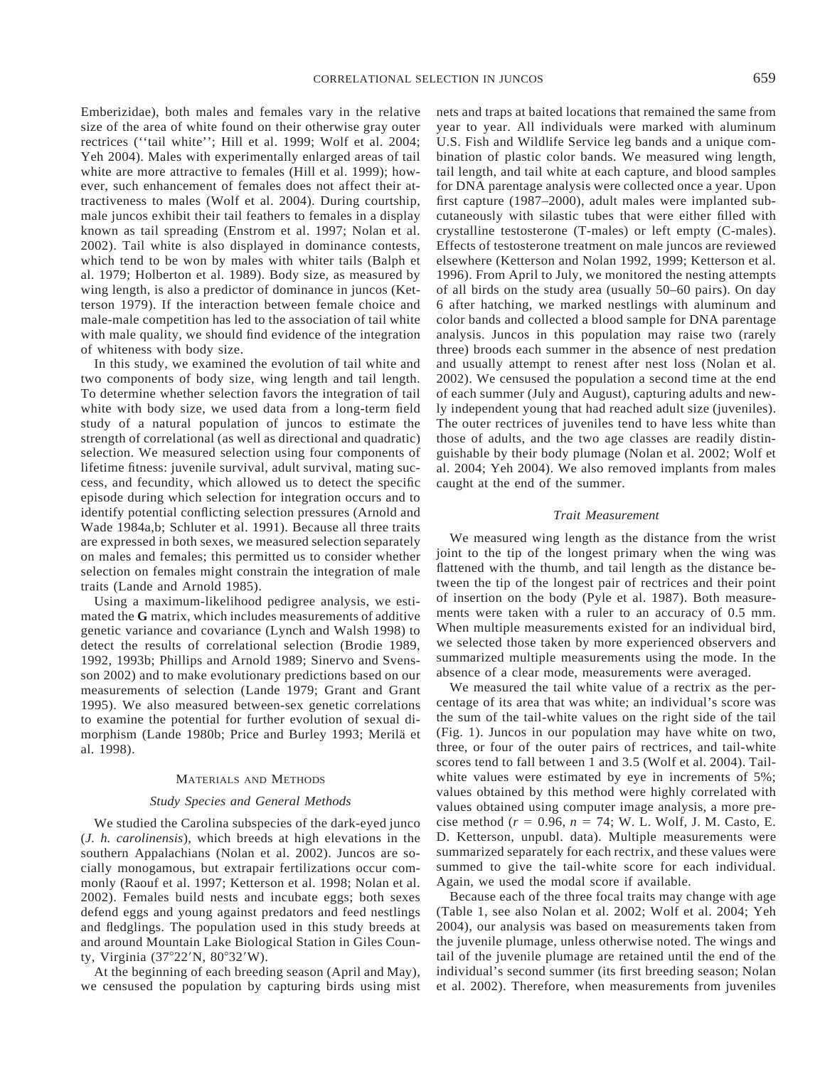Emberizidae), both males and females vary in the relative size of the area of white found on their otherwise gray outer rectrices (''tail white''; Hill et al. 1999; Wolf et al. 2004; Yeh 2004). Males with experimentally enlarged areas of tail white are more attractive to females (Hill et al. 1999); however, such enhancement of females does not affect their attractiveness to males (Wolf et al. 2004). During courtship, male juncos exhibit their tail feathers to females in a display known as tail spreading (Enstrom et al. 1997; Nolan et al. 2002). Tail white is also displayed in dominance contests, which tend to be won by males with whiter tails (Balph et al. 1979; Holberton et al. 1989). Body size, as measured by wing length, is also a predictor of dominance in juncos (Ketterson 1979). If the interaction between female choice and male-male competition has led to the association of tail white with male quality, we should find evidence of the integration of whiteness with body size.

In this study, we examined the evolution of tail white and two components of body size, wing length and tail length. To determine whether selection favors the integration of tail white with body size, we used data from a long-term field study of a natural population of juncos to estimate the strength of correlational (as well as directional and quadratic) selection. We measured selection using four components of lifetime fitness: juvenile survival, adult survival, mating success, and fecundity, which allowed us to detect the specific episode during which selection for integration occurs and to identify potential conflicting selection pressures (Arnold and Wade 1984a,b; Schluter et al. 1991). Because all three traits are expressed in both sexes, we measured selection separately on males and females; this permitted us to consider whether selection on females might constrain the integration of male traits (Lande and Arnold 1985).

Using a maximum-likelihood pedigree analysis, we estimated the **G** matrix, which includes measurements of additive genetic variance and covariance (Lynch and Walsh 1998) to detect the results of correlational selection (Brodie 1989, 1992, 1993b; Phillips and Arnold 1989; Sinervo and Svensson 2002) and to make evolutionary predictions based on our measurements of selection (Lande 1979; Grant and Grant 1995). We also measured between-sex genetic correlations to examine the potential for further evolution of sexual dimorphism (Lande 1980b; Price and Burley 1993; Merilä et al. 1998).

## Materials and Methods

### Study Species and General Methods

We studied the Carolina subspecies of the dark-eyed junco (*J. h. carolinensis*), which breeds at high elevations in the southern Appalachians (Nolan et al. 2002). Juncos are socially monogamous, but extrapair fertilizations occur commonly (Raouf et al. 1997; Ketterson et al. 1998; Nolan et al. 2002). Females build nests and incubate eggs; both sexes defend eggs and young against predators and feed nestlings and fledglings. The population used in this study breeds at and around Mountain Lake Biological Station in Giles County, Virginia (37°22′N, 80°32′W).

At the beginning of each breeding season (April and May), we censused the population by capturing birds using mist nets and traps at baited locations that remained the same from year to year. All individuals were marked with aluminum U.S. Fish and Wildlife Service leg bands and a unique combination of plastic color bands. We measured wing length, tail length, and tail white at each capture, and blood samples for DNA parentage analysis were collected once a year. Upon first capture (1987–2000), adult males were implanted subcutaneously with silastic tubes that were either filled with crystalline testosterone (T-males) or left empty (C-males). Effects of testosterone treatment on male juncos are reviewed elsewhere (Ketterson and Nolan 1992, 1999; Ketterson et al. 1996). From April to July, we monitored the nesting attempts of all birds on the study area (usually 50–60 pairs). On day 6 after hatching, we marked nestlings with aluminum and color bands and collected a blood sample for DNA parentage analysis. Juncos in this population may raise two (rarely three) broods each summer in the absence of nest predation and usually attempt to renest after nest loss (Nolan et al. 2002). We censused the population a second time at the end of each summer (July and August), capturing adults and newly independent young that had reached adult size (juveniles). The outer rectrices of juveniles tend to have less white than those of adults, and the two age classes are readily distinguishable by their body plumage (Nolan et al. 2002; Wolf et al. 2004; Yeh 2004). We also removed implants from males caught at the end of the summer.

### Trait Measurement

We measured wing length as the distance from the wrist joint to the tip of the longest primary when the wing was flattened with the thumb, and tail length as the distance between the tip of the longest pair of rectrices and their point of insertion on the body (Pyle et al. 1987). Both measurements were taken with a ruler to an accuracy of 0.5 mm. When multiple measurements existed for an individual bird, we selected those taken by more experienced observers and summarized multiple measurements using the mode. In the absence of a clear mode, measurements were averaged.

We measured the tail white value of a rectrix as the percentage of its area that was white; an individual's score was the sum of the tail-white values on the right side of the tail (Fig. 1). Juncos in our population may have white on two, three, or four of the outer pairs of rectrices, and tail-white scores tend to fall between 1 and 3.5 (Wolf et al. 2004). Tail-white values were estimated by eye in increments of 5%; values obtained by this method were highly correlated with values obtained using computer image analysis, a more precise method ($r = 0.96$, $n = 74$; W. L. Wolf, J. M. Casto, E. D. Ketterson, unpubl. data). Multiple measurements were summarized separately for each rectrix, and these values were summed to give the tail-white score for each individual. Again, we used the modal score if available.

Because each of the three focal traits may change with age (Table 1, see also Nolan et al. 2002; Wolf et al. 2004; Yeh 2004), our analysis was based on measurements taken from the juvenile plumage, unless otherwise noted. The wings and tail of the juvenile plumage are retained until the end of the individual's second summer (its first breeding season; Nolan et al. 2002). Therefore, when measurements from juveniles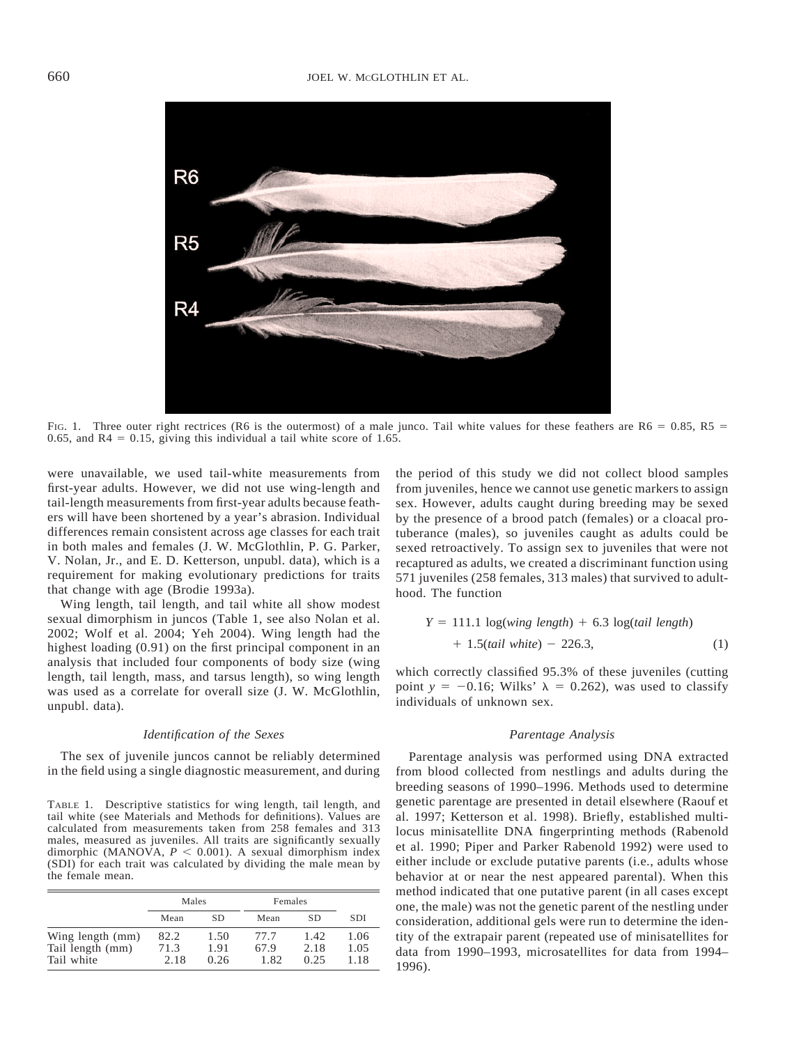FIG. 1. Three outer right rectrices (R6 is the outermost) of a male junco. Tail white values for these feathers are R6 = 0.85, R5 = 0.65, and R4 = 0.15, giving this individual a tail white score of 1.65.

were unavailable, we used tail-white measurements from first-year adults. However, we did not use wing-length and tail-length measurements from first-year adults because feathers will have been shortened by a year's abrasion. Individual differences remain consistent across age classes for each trait in both males and females (J. W. McGlothlin, P. G. Parker, V. Nolan, Jr., and E. D. Ketterson, unpubl. data), which is a requirement for making evolutionary predictions for traits that change with age (Brodie 1993a).

Wing length, tail length, and tail white all show modest sexual dimorphism in juncos (Table 1, see also Nolan et al. 2002; Wolf et al. 2004; Yeh 2004). Wing length had the highest loading (0.91) on the first principal component in an analysis that included four components of body size (wing length, tail length, mass, and tarsus length), so wing length was used as a correlate for overall size (J. W. McGlothlin, unpubl. data).

### *Identification of the Sexes*

The sex of juvenile juncos cannot be reliably determined in the field using a single diagnostic measurement, and during the period of this study we did not collect blood samples from juveniles, hence we cannot use genetic markers to assign sex. However, adults caught during breeding may be sexed by the presence of a brood patch (females) or a cloacal protuberance (males), so juveniles caught as adults could be sexed retroactively. To assign sex to juveniles that were not recaptured as adults, we created a discriminant function using 571 juveniles (258 females, 313 males) that survived to adulthood. The function

$$Y = 111.1 \log(\textit{wing length}) + 6.3 \log(\textit{tail length}) + 1.5(\textit{tail white}) - 226.3, \qquad (1)$$

which correctly classified 95.3% of these juveniles (cutting point $y = -0.16$; Wilks' $\lambda = 0.262$), was used to classify individuals of unknown sex.

TABLE 1. Descriptive statistics for wing length, tail length, and tail white (see Materials and Methods for definitions). Values are calculated from measurements taken from 258 females and 313 males, measured as juveniles. All traits are significantly sexually dimorphic (MANOVA, $P < 0.001$). A sexual dimorphism index (SDI) for each trait was calculated by dividing the male mean by the female mean.

| | Males | | Females | | |
|---|---|---|---|---|---|
| | Mean | SD | Mean | SD | SDI |
| Wing length (mm) | 82.2 | 1.50 | 77.7 | 1.42 | 1.06 |
| Tail length (mm) | 71.3 | 1.91 | 67.9 | 2.18 | 1.05 |
| Tail white | 2.18 | 0.26 | 1.82 | 0.25 | 1.18 |

### *Parentage Analysis*

Parentage analysis was performed using DNA extracted from blood collected from nestlings and adults during the breeding seasons of 1990–1996. Methods used to determine genetic parentage are presented in detail elsewhere (Raouf et al. 1997; Ketterson et al. 1998). Briefly, established multilocus minisatellite DNA fingerprinting methods (Rabenold et al. 1990; Piper and Parker Rabenold 1992) were used to either include or exclude putative parents (i.e., adults whose behavior at or near the nest appeared parental). When this method indicated that one putative parent (in all cases except one, the male) was not the genetic parent of the nestling under consideration, additional gels were run to determine the identity of the extrapair parent (repeated use of minisatellites for data from 1990–1993, microsatellites for data from 1994–1996).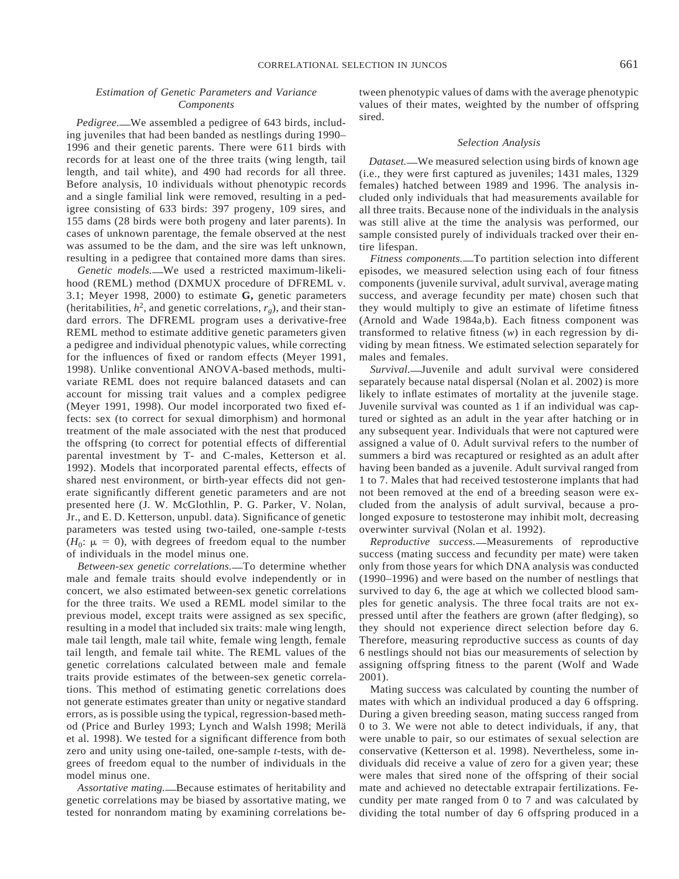### Estimation of Genetic Parameters and Variance Components

*Pedigree.*—We assembled a pedigree of 643 birds, including juveniles that had been banded as nestlings during 1990–1996 and their genetic parents. There were 611 birds with records for at least one of the three traits (wing length, tail length, and tail white), and 490 had records for all three. Before analysis, 10 individuals without phenotypic records and a single familial link were removed, resulting in a pedigree consisting of 633 birds: 397 progeny, 109 sires, and 155 dams (28 birds were both progeny and later parents). In cases of unknown parentage, the female observed at the nest was assumed to be the dam, and the sire was left unknown, resulting in a pedigree that contained more dams than sires.

*Genetic models.*—We used a restricted maximum-likelihood (REML) method (DXMUX procedure of DFREML v. 3.1; Meyer 1998, 2000) to estimate **G,** genetic parameters (heritabilities, $h^2$, and genetic correlations, $r_g$), and their standard errors. The DFREML program uses a derivative-free REML method to estimate additive genetic parameters given a pedigree and individual phenotypic values, while correcting for the influences of fixed or random effects (Meyer 1991, 1998). Unlike conventional ANOVA-based methods, multivariate REML does not require balanced datasets and can account for missing trait values and a complex pedigree (Meyer 1991, 1998). Our model incorporated two fixed effects: sex (to correct for sexual dimorphism) and hormonal treatment of the male associated with the nest that produced the offspring (to correct for potential effects of differential parental investment by T- and C-males, Ketterson et al. 1992). Models that incorporated parental effects, effects of shared nest environment, or birth-year effects did not generate significantly different genetic parameters and are not presented here (J. W. McGlothlin, P. G. Parker, V. Nolan, Jr., and E. D. Ketterson, unpubl. data). Significance of genetic parameters was tested using two-tailed, one-sample *t*-tests ($H_0$: $\mu = 0$), with degrees of freedom equal to the number of individuals in the model minus one.

*Between-sex genetic correlations.*—To determine whether male and female traits should evolve independently or in concert, we also estimated between-sex genetic correlations for the three traits. We used a REML model similar to the previous model, except traits were assigned as sex specific, resulting in a model that included six traits: male wing length, male tail length, male tail white, female wing length, female tail length, and female tail white. The REML values of the genetic correlations calculated between male and female traits provide estimates of the between-sex genetic correlations. This method of estimating genetic correlations does not generate estimates greater than unity or negative standard errors, as is possible using the typical, regression-based method (Price and Burley 1993; Lynch and Walsh 1998; Merilä et al. 1998). We tested for a significant difference from both zero and unity using one-tailed, one-sample *t*-tests, with degrees of freedom equal to the number of individuals in the model minus one.

*Assortative mating.*—Because estimates of heritability and genetic correlations may be biased by assortative mating, we tested for nonrandom mating by examining correlations between phenotypic values of dams with the average phenotypic values of their mates, weighted by the number of offspring sired.

### Selection Analysis

*Dataset.*—We measured selection using birds of known age (i.e., they were first captured as juveniles; 1431 males, 1329 females) hatched between 1989 and 1996. The analysis included only individuals that had measurements available for all three traits. Because none of the individuals in the analysis was still alive at the time the analysis was performed, our sample consisted purely of individuals tracked over their entire lifespan.

*Fitness components.*—To partition selection into different episodes, we measured selection using each of four fitness components (juvenile survival, adult survival, average mating success, and average fecundity per mate) chosen such that they would multiply to give an estimate of lifetime fitness (Arnold and Wade 1984a,b). Each fitness component was transformed to relative fitness ($w$) in each regression by dividing by mean fitness. We estimated selection separately for males and females.

*Survival.*—Juvenile and adult survival were considered separately because natal dispersal (Nolan et al. 2002) is more likely to inflate estimates of mortality at the juvenile stage. Juvenile survival was counted as 1 if an individual was captured or sighted as an adult in the year after hatching or in any subsequent year. Individuals that were not captured were assigned a value of 0. Adult survival refers to the number of summers a bird was recaptured or resighted as an adult after having been banded as a juvenile. Adult survival ranged from 1 to 7. Males that had received testosterone implants that had not been removed at the end of a breeding season were excluded from the analysis of adult survival, because a prolonged exposure to testosterone may inhibit molt, decreasing overwinter survival (Nolan et al. 1992).

*Reproductive success.*—Measurements of reproductive success (mating success and fecundity per mate) were taken only from those years for which DNA analysis was conducted (1990–1996) and were based on the number of nestlings that survived to day 6, the age at which we collected blood samples for genetic analysis. The three focal traits are not expressed until after the feathers are grown (after fledging), so they should not experience direct selection before day 6. Therefore, measuring reproductive success as counts of day 6 nestlings should not bias our measurements of selection by assigning offspring fitness to the parent (Wolf and Wade 2001).

Mating success was calculated by counting the number of mates with which an individual produced a day 6 offspring. During a given breeding season, mating success ranged from 0 to 3. We were not able to detect individuals, if any, that were unable to pair, so our estimates of sexual selection are conservative (Ketterson et al. 1998). Nevertheless, some individuals did receive a value of zero for a given year; these were males that sired none of the offspring of their social mate and achieved no detectable extrapair fertilizations. Fecundity per mate ranged from 0 to 7 and was calculated by dividing the total number of day 6 offspring produced in a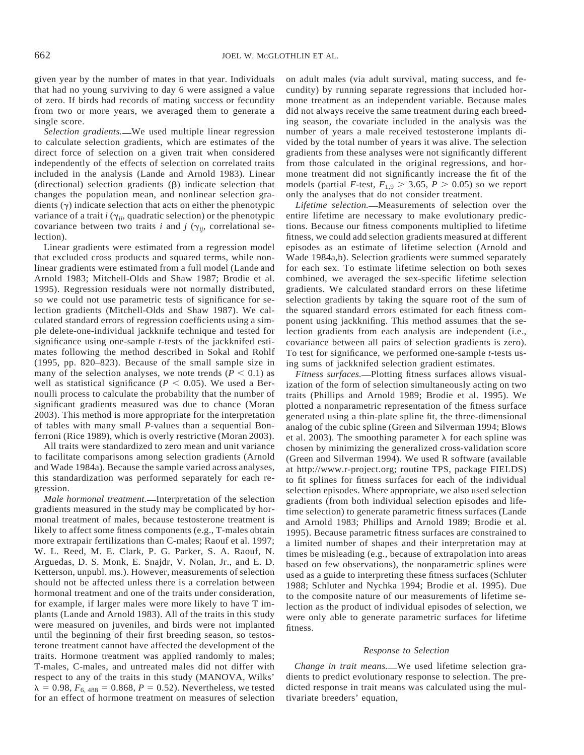given year by the number of mates in that year. Individuals that had no young surviving to day 6 were assigned a value of zero. If birds had records of mating success or fecundity from two or more years, we averaged them to generate a single score.

*Selection gradients.*—We used multiple linear regression to calculate selection gradients, which are estimates of the direct force of selection on a given trait when considered independently of the effects of selection on correlated traits included in the analysis (Lande and Arnold 1983). Linear (directional) selection gradients ($\beta$) indicate selection that changes the population mean, and nonlinear selection gradients ($\gamma$) indicate selection that acts on either the phenotypic variance of a trait $i$ ($\gamma_{ii}$, quadratic selection) or the phenotypic covariance between two traits $i$ and $j$ ($\gamma_{ij}$, correlational selection).

Linear gradients were estimated from a regression model that excluded cross products and squared terms, while nonlinear gradients were estimated from a full model (Lande and Arnold 1983; Mitchell-Olds and Shaw 1987; Brodie et al. 1995). Regression residuals were not normally distributed, so we could not use parametric tests of significance for selection gradients (Mitchell-Olds and Shaw 1987). We calculated standard errors of regression coefficients using a simple delete-one-individual jackknife technique and tested for significance using one-sample $t$-tests of the jackknifed estimates following the method described in Sokal and Rohlf (1995, pp. 820–823). Because of the small sample size in many of the selection analyses, we note trends ($P < 0.1$) as well as statistical significance ($P < 0.05$). We used a Bernoulli process to calculate the probability that the number of significant gradients measured was due to chance (Moran 2003). This method is more appropriate for the interpretation of tables with many small $P$-values than a sequential Bonferroni (Rice 1989), which is overly restrictive (Moran 2003).

All traits were standardized to zero mean and unit variance to facilitate comparisons among selection gradients (Arnold and Wade 1984a). Because the sample varied across analyses, this standardization was performed separately for each regression.

*Male hormonal treatment.*—Interpretation of the selection gradients measured in the study may be complicated by hormonal treatment of males, because testosterone treatment is likely to affect some fitness components (e.g., T-males obtain more extrapair fertilizations than C-males; Raouf et al. 1997; W. L. Reed, M. E. Clark, P. G. Parker, S. A. Raouf, N. Arguedas, D. S. Monk, E. Snajdr, V. Nolan, Jr., and E. D. Ketterson, unpubl. ms.). However, measurements of selection should not be affected unless there is a correlation between hormonal treatment and one of the traits under consideration, for example, if larger males were more likely to have T implants (Lande and Arnold 1983). All of the traits in this study were measured on juveniles, and birds were not implanted until the beginning of their first breeding season, so testosterone treatment cannot have affected the development of the traits. Hormone treatment was applied randomly to males; T-males, C-males, and untreated males did not differ with respect to any of the traits in this study (MANOVA, Wilks' $\lambda = 0.98$, $F_{6,\,488} = 0.868$, $P = 0.52$). Nevertheless, we tested for an effect of hormone treatment on measures of selection on adult males (via adult survival, mating success, and fecundity) by running separate regressions that included hormone treatment as an independent variable. Because males did not always receive the same treatment during each breeding season, the covariate included in the analysis was the number of years a male received testosterone implants divided by the total number of years it was alive. The selection gradients from these analyses were not significantly different from those calculated in the original regressions, and hormone treatment did not significantly increase the fit of the models (partial $F$-test, $F_{1,9} > 3.65$, $P > 0.05$) so we report only the analyses that do not consider treatment.

*Lifetime selection.*—Measurements of selection over the entire lifetime are necessary to make evolutionary predictions. Because our fitness components multiplied to lifetime fitness, we could add selection gradients measured at different episodes as an estimate of lifetime selection (Arnold and Wade 1984a,b). Selection gradients were summed separately for each sex. To estimate lifetime selection on both sexes combined, we averaged the sex-specific lifetime selection gradients. We calculated standard errors on these lifetime selection gradients by taking the square root of the sum of the squared standard errors estimated for each fitness component using jackknifing. This method assumes that the selection gradients from each analysis are independent (i.e., covariance between all pairs of selection gradients is zero). To test for significance, we performed one-sample $t$-tests using sums of jackknifed selection gradient estimates.

*Fitness surfaces.*—Plotting fitness surfaces allows visualization of the form of selection simultaneously acting on two traits (Phillips and Arnold 1989; Brodie et al. 1995). We plotted a nonparametric representation of the fitness surface generated using a thin-plate spline fit, the three-dimensional analog of the cubic spline (Green and Silverman 1994; Blows et al. 2003). The smoothing parameter $\lambda$ for each spline was chosen by minimizing the generalized cross-validation score (Green and Silverman 1994). We used R software (available at http://www.r-project.org; routine TPS, package FIELDS) to fit splines for fitness surfaces for each of the individual selection episodes. Where appropriate, we also used selection gradients (from both individual selection episodes and lifetime selection) to generate parametric fitness surfaces (Lande and Arnold 1983; Phillips and Arnold 1989; Brodie et al. 1995). Because parametric fitness surfaces are constrained to a limited number of shapes and their interpretation may at times be misleading (e.g., because of extrapolation into areas based on few observations), the nonparametric splines were used as a guide to interpreting these fitness surfaces (Schluter 1988; Schluter and Nychka 1994; Brodie et al. 1995). Due to the composite nature of our measurements of lifetime selection as the product of individual episodes of selection, we were only able to generate parametric surfaces for lifetime fitness.

### Response to Selection

*Change in trait means.*—We used lifetime selection gradients to predict evolutionary response to selection. The predicted response in trait means was calculated using the multivariate breeders' equation,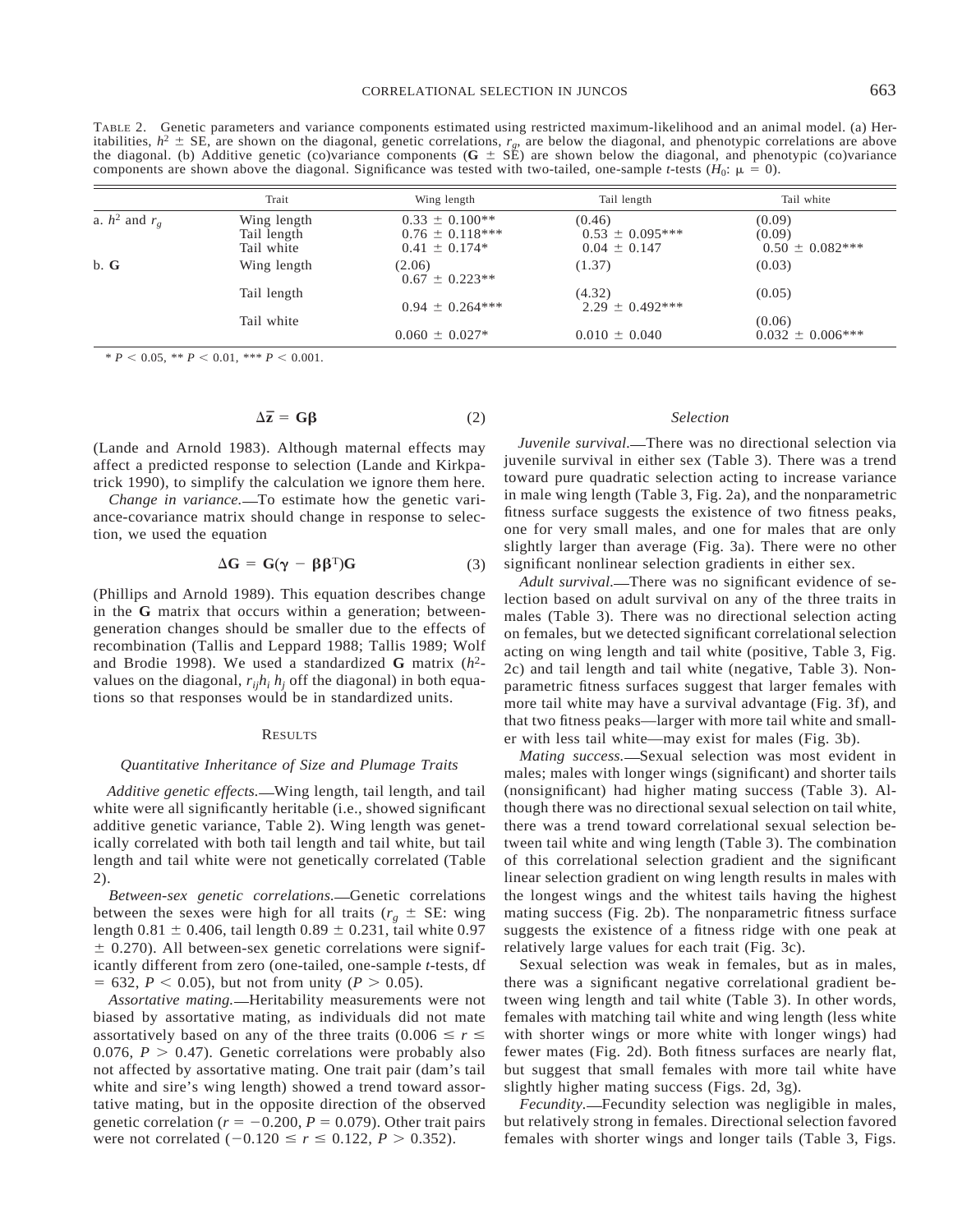TABLE 2. Genetic parameters and variance components estimated using restricted maximum-likelihood and an animal model. (a) Heritabilities, $h^2 \pm$ SE, are shown on the diagonal, genetic correlations, $r_g$, are below the diagonal, and phenotypic correlations are above the diagonal. (b) Additive genetic (co)variance components ($\mathbf{G} \pm$ SE) are shown below the diagonal, and phenotypic (co)variance components are shown above the diagonal. Significance was tested with two-tailed, one-sample $t$-tests ($H_0$: $\mu = 0$).

| | Trait | Wing length | Tail length | Tail white |
|---|---|---|---|---|
| a. $h^2$ and $r_g$ | Wing length | $0.33 \pm 0.100$** | (0.46) | (0.09) |
| | Tail length | $0.76 \pm 0.118$*** | $0.53 \pm 0.095$*** | (0.09) |
| | Tail white | $0.41 \pm 0.174$* | $0.04 \pm 0.147$ | $0.50 \pm 0.082$*** |
| b. **G** | Wing length | (2.06) $0.67 \pm 0.223$** | (1.37) | (0.03) |
| | Tail length | $0.94 \pm 0.264$*** | (4.32) $2.29 \pm 0.492$*** | (0.05) |
| | Tail white | $0.060 \pm 0.027$* | $0.010 \pm 0.040$ | (0.06) $0.032 \pm 0.006$*** |

* $P < 0.05$, ** $P < 0.01$, *** $P < 0.001$.

$$\Delta\bar{\mathbf{z}} = \mathbf{G}\boldsymbol{\beta} \tag{2}$$

(Lande and Arnold 1983). Although maternal effects may affect a predicted response to selection (Lande and Kirkpatrick 1990), to simplify the calculation we ignore them here.

*Change in variance.*—To estimate how the genetic variance-covariance matrix should change in response to selection, we used the equation

$$\Delta\mathbf{G} = \mathbf{G}(\boldsymbol{\gamma} - \boldsymbol{\beta}\boldsymbol{\beta}^{\mathrm{T}})\mathbf{G} \tag{3}$$

(Phillips and Arnold 1989). This equation describes change in the **G** matrix that occurs within a generation; between-generation changes should be smaller due to the effects of recombination (Tallis and Leppard 1988; Tallis 1989; Wolf and Brodie 1998). We used a standardized **G** matrix ($h^2$-values on the diagonal, $r_{ij}h_i\,h_j$ off the diagonal) in both equations so that responses would be in standardized units.

## RESULTS

### *Quantitative Inheritance of Size and Plumage Traits*

*Additive genetic effects.*—Wing length, tail length, and tail white were all significantly heritable (i.e., showed significant additive genetic variance, Table 2). Wing length was genetically correlated with both tail length and tail white, but tail length and tail white were not genetically correlated (Table 2).

*Between-sex genetic correlations.*—Genetic correlations between the sexes were high for all traits ($r_g \pm$ SE: wing length $0.81 \pm 0.406$, tail length $0.89 \pm 0.231$, tail white $0.97 \pm 0.270$). All between-sex genetic correlations were significantly different from zero (one-tailed, one-sample $t$-tests, df $= 632$, $P < 0.05$), but not from unity ($P > 0.05$).

*Assortative mating.*—Heritability measurements were not biased by assortative mating, as individuals did not mate assortatively based on any of the three traits ($0.006 \leq r \leq 0.076$, $P > 0.47$). Genetic correlations were probably also not affected by assortative mating. One trait pair (dam's tail white and sire's wing length) showed a trend toward assortative mating, but in the opposite direction of the observed genetic correlation ($r = -0.200$, $P = 0.079$). Other trait pairs were not correlated ($-0.120 \leq r \leq 0.122$, $P > 0.352$).

### *Selection*

*Juvenile survival.*—There was no directional selection via juvenile survival in either sex (Table 3). There was a trend toward pure quadratic selection acting to increase variance in male wing length (Table 3, Fig. 2a), and the nonparametric fitness surface suggests the existence of two fitness peaks, one for very small males, and one for males that are only slightly larger than average (Fig. 3a). There were no other significant nonlinear selection gradients in either sex.

*Adult survival.*—There was no significant evidence of selection based on adult survival on any of the three traits in males (Table 3). There was no directional selection acting on females, but we detected significant correlational selection acting on wing length and tail white (positive, Table 3, Fig. 2c) and tail length and tail white (negative, Table 3). Nonparametric fitness surfaces suggest that larger females with more tail white may have a survival advantage (Fig. 3f), and that two fitness peaks—larger with more tail white and smaller with less tail white—may exist for males (Fig. 3b).

*Mating success.*—Sexual selection was most evident in males; males with longer wings (significant) and shorter tails (nonsignificant) had higher mating success (Table 3). Although there was no directional sexual selection on tail white, there was a trend toward correlational sexual selection between tail white and wing length (Table 3). The combination of this correlational selection gradient and the significant linear selection gradient on wing length results in males with the longest wings and the whitest tails having the highest mating success (Fig. 2b). The nonparametric fitness surface suggests the existence of a fitness ridge with one peak at relatively large values for each trait (Fig. 3c).

Sexual selection was weak in females, but as in males, there was a significant negative correlational gradient between wing length and tail white (Table 3). In other words, females with matching tail white and wing length (less white with shorter wings or more white with longer wings) had fewer mates (Fig. 2d). Both fitness surfaces are nearly flat, but suggest that small females with more tail white have slightly higher mating success (Figs. 2d, 3g).

*Fecundity.*—Fecundity selection was negligible in males, but relatively strong in females. Directional selection favored females with shorter wings and longer tails (Table 3, Figs.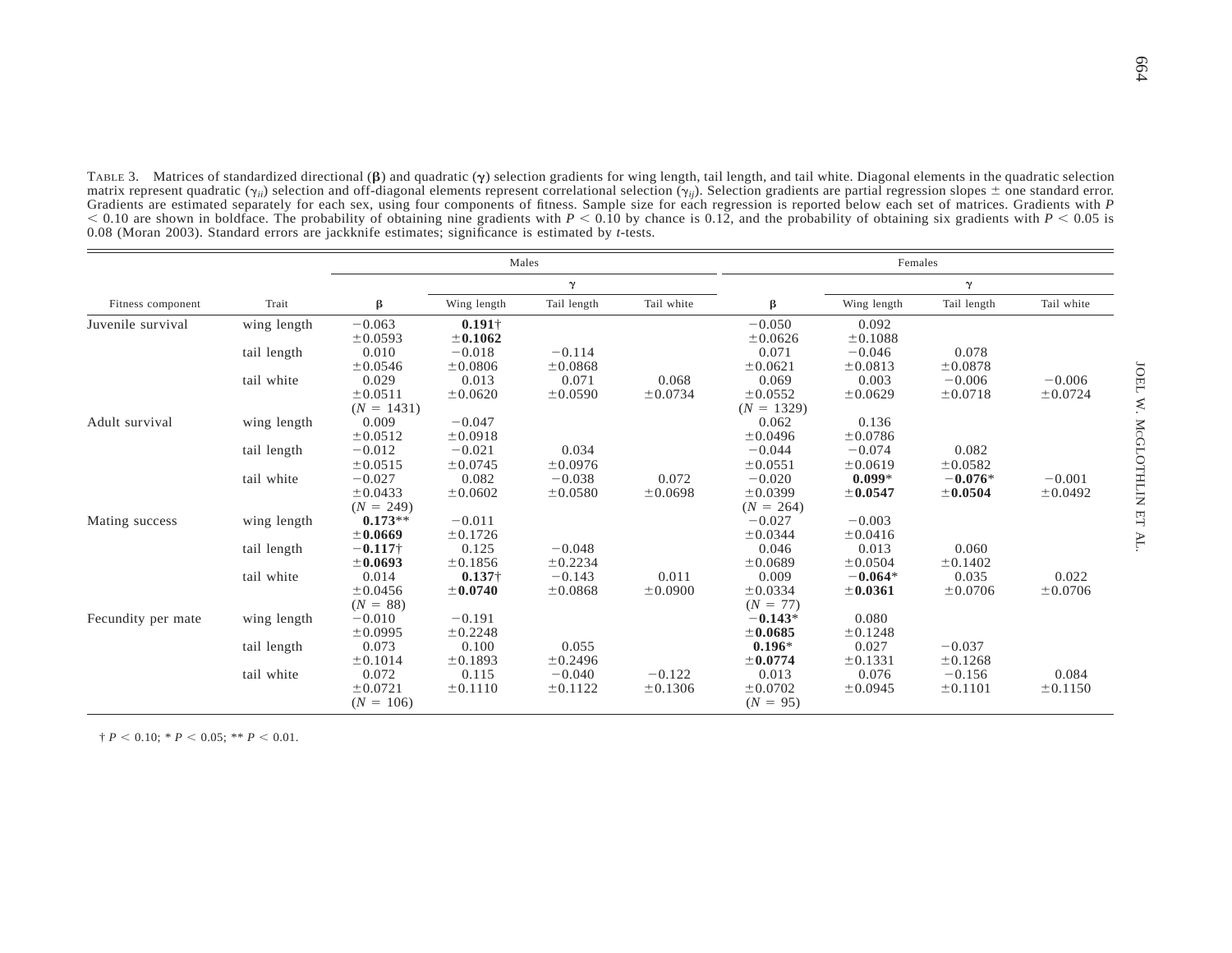TABLE 3. Matrices of standardized directional (**β**) and quadratic (**γ**) selection gradients for wing length, tail length, and tail white. Diagonal elements in the quadratic selection matrix represent quadratic ($\gamma_{ii}$) selection and off-diagonal elements represent correlational selection ($\gamma_{ij}$). Selection gradients are partial regression slopes ± one standard error. Gradients are estimated separately for each sex, using four components of fitness. Sample size for each regression is reported below each set of matrices. Gradients with $P < 0.10$ are shown in boldface. The probability of obtaining nine gradients with $P < 0.10$ by chance is 0.12, and the probability of obtaining six gradients with $P < 0.05$ is 0.08 (Moran 2003). Standard errors are jackknife estimates; significance is estimated by *t*-tests.

| | | Males | | | | Females | | | |
|---|---|---|---|---|---|---|---|---|---|
| | | | γ | | | | γ | | |
| Fitness component | Trait | β | Wing length | Tail length | Tail white | β | Wing length | Tail length | Tail white |
| Juvenile survival | wing length | −0.063 ±0.0593 | **0.191**† **±0.1062** | | | −0.050 ±0.0626 | 0.092 ±0.1088 | | |
| | tail length | 0.010 ±0.0546 | −0.018 ±0.0806 | −0.114 ±0.0868 | | 0.071 ±0.0621 | −0.046 ±0.0813 | 0.078 ±0.0878 | |
| | tail white | 0.029 ±0.0511 ($N$ = 1431) | 0.013 ±0.0620 | 0.071 ±0.0590 | 0.068 ±0.0734 | 0.069 ±0.0552 ($N$ = 1329) | 0.003 ±0.0629 | −0.006 ±0.0718 | −0.006 ±0.0724 |
| Adult survival | wing length | 0.009 ±0.0512 | −0.047 ±0.0918 | | | 0.062 ±0.0496 | 0.136 ±0.0786 | | |
| | tail length | −0.012 ±0.0515 | −0.021 ±0.0745 | 0.034 ±0.0976 | | −0.044 ±0.0551 | −0.074 ±0.0619 | 0.082 ±0.0582 | |
| | tail white | −0.027 ±0.0433 ($N$ = 249) | 0.082 ±0.0602 | −0.038 ±0.0580 | 0.072 ±0.0698 | −0.020 ±0.0399 ($N$ = 264) | **0.099*** **±0.0547** | **−0.076*** **±0.0504** | −0.001 ±0.0492 |
| Mating success | wing length | **0.173**** **±0.0669** | −0.011 ±0.1726 | | | −0.027 ±0.0344 | −0.003 ±0.0416 | | |
| | tail length | **−0.117**† **±0.0693** | 0.125 ±0.1856 | −0.048 ±0.2234 | | 0.046 ±0.0689 | 0.013 ±0.0504 | 0.060 ±0.1402 | |
| | tail white | 0.014 ±0.0456 ($N$ = 88) | **0.137**† **±0.0740** | −0.143 ±0.0868 | 0.011 ±0.0900 | 0.009 ±0.0334 ($N$ = 77) | **−0.064*** **±0.0361** | 0.035 ±0.0706 | 0.022 ±0.0706 |
| Fecundity per mate | wing length | −0.010 ±0.0995 | −0.191 ±0.2248 | | | **−0.143*** **±0.0685** | 0.080 ±0.1248 | | |
| | tail length | 0.073 ±0.1014 | 0.100 ±0.1893 | 0.055 ±0.2496 | | **0.196*** **±0.0774** | 0.027 ±0.1331 | −0.037 ±0.1268 | |
| | tail white | 0.072 ±0.0721 ($N$ = 106) | 0.115 ±0.1110 | −0.040 ±0.1122 | −0.122 ±0.1306 | 0.013 ±0.0702 ($N$ = 95) | 0.076 ±0.0945 | −0.156 ±0.1101 | 0.084 ±0.1150 |

† $P < 0.10$; * $P < 0.05$; ** $P < 0.01$.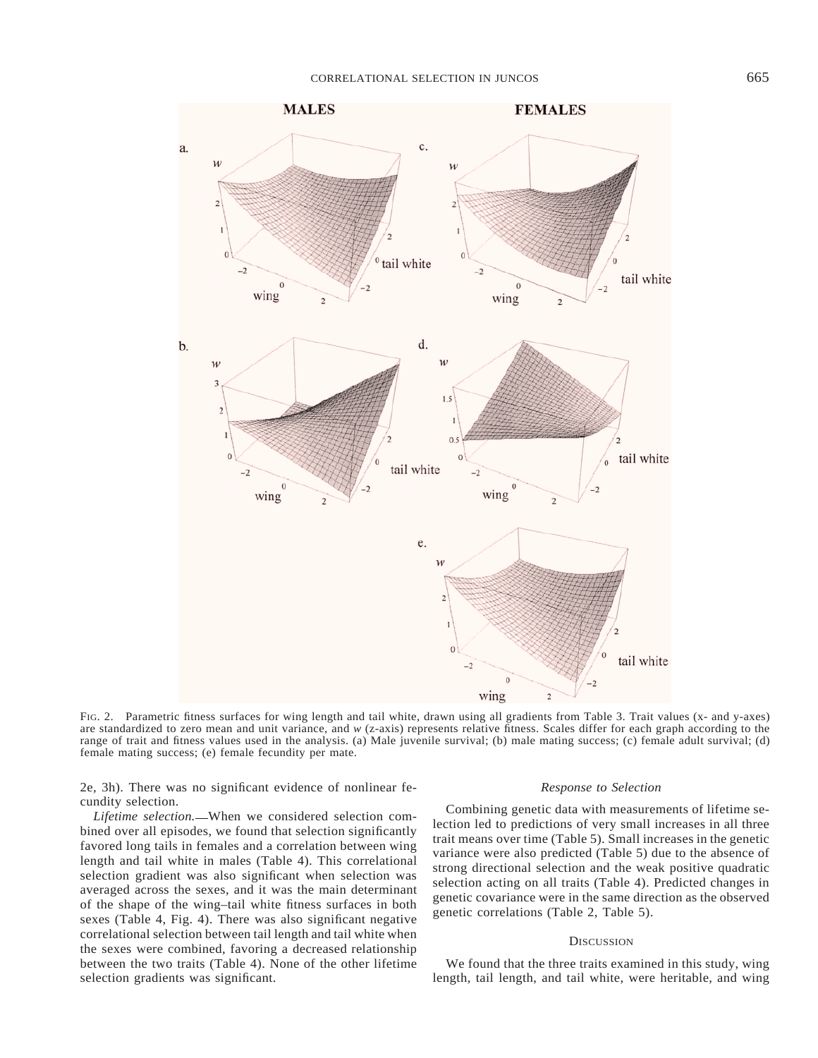FIG. 2. Parametric fitness surfaces for wing length and tail white, drawn using all gradients from Table 3. Trait values (x- and y-axes) are standardized to zero mean and unit variance, and *w* (z-axis) represents relative fitness. Scales differ for each graph according to the range of trait and fitness values used in the analysis. (a) Male juvenile survival; (b) male mating success; (c) female adult survival; (d) female mating success; (e) female fecundity per mate.

2e, 3h). There was no significant evidence of nonlinear fecundity selection.

*Lifetime selection.*—When we considered selection combined over all episodes, we found that selection significantly favored long tails in females and a correlation between wing length and tail white in males (Table 4). This correlational selection gradient was also significant when selection was averaged across the sexes, and it was the main determinant of the shape of the wing–tail white fitness surfaces in both sexes (Table 4, Fig. 4). There was also significant negative correlational selection between tail length and tail white when the sexes were combined, favoring a decreased relationship between the two traits (Table 4). None of the other lifetime selection gradients was significant.

### *Response to Selection*

Combining genetic data with measurements of lifetime selection led to predictions of very small increases in all three trait means over time (Table 5). Small increases in the genetic variance were also predicted (Table 5) due to the absence of strong directional selection and the weak positive quadratic selection acting on all traits (Table 4). Predicted changes in genetic covariance were in the same direction as the observed genetic correlations (Table 2, Table 5).

## DISCUSSION

We found that the three traits examined in this study, wing length, tail length, and tail white, were heritable, and wing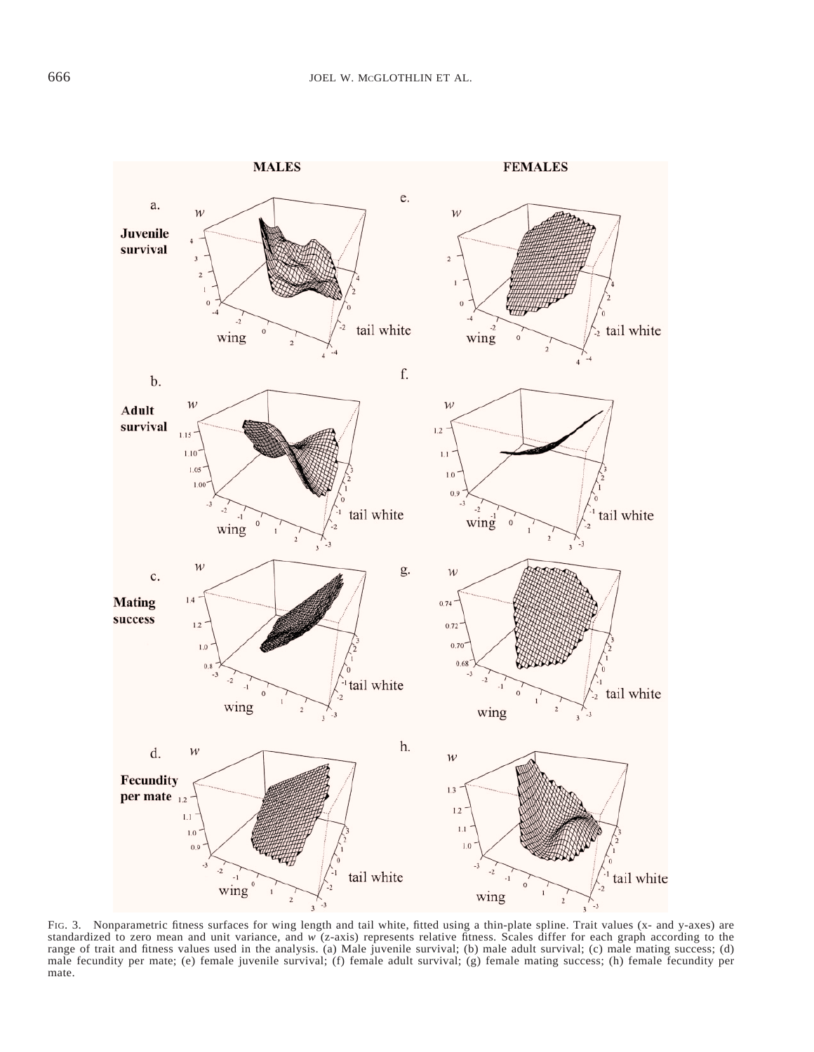FIG. 3. Nonparametric fitness surfaces for wing length and tail white, fitted using a thin-plate spline. Trait values (x- and y-axes) are standardized to zero mean and unit variance, and $w$ (z-axis) represents relative fitness. Scales differ for each graph according to the range of trait and fitness values used in the analysis. (a) Male juvenile survival; (b) male adult survival; (c) male mating success; (d) male fecundity per mate; (e) female juvenile survival; (f) female adult survival; (g) female mating success; (h) female fecundity per mate.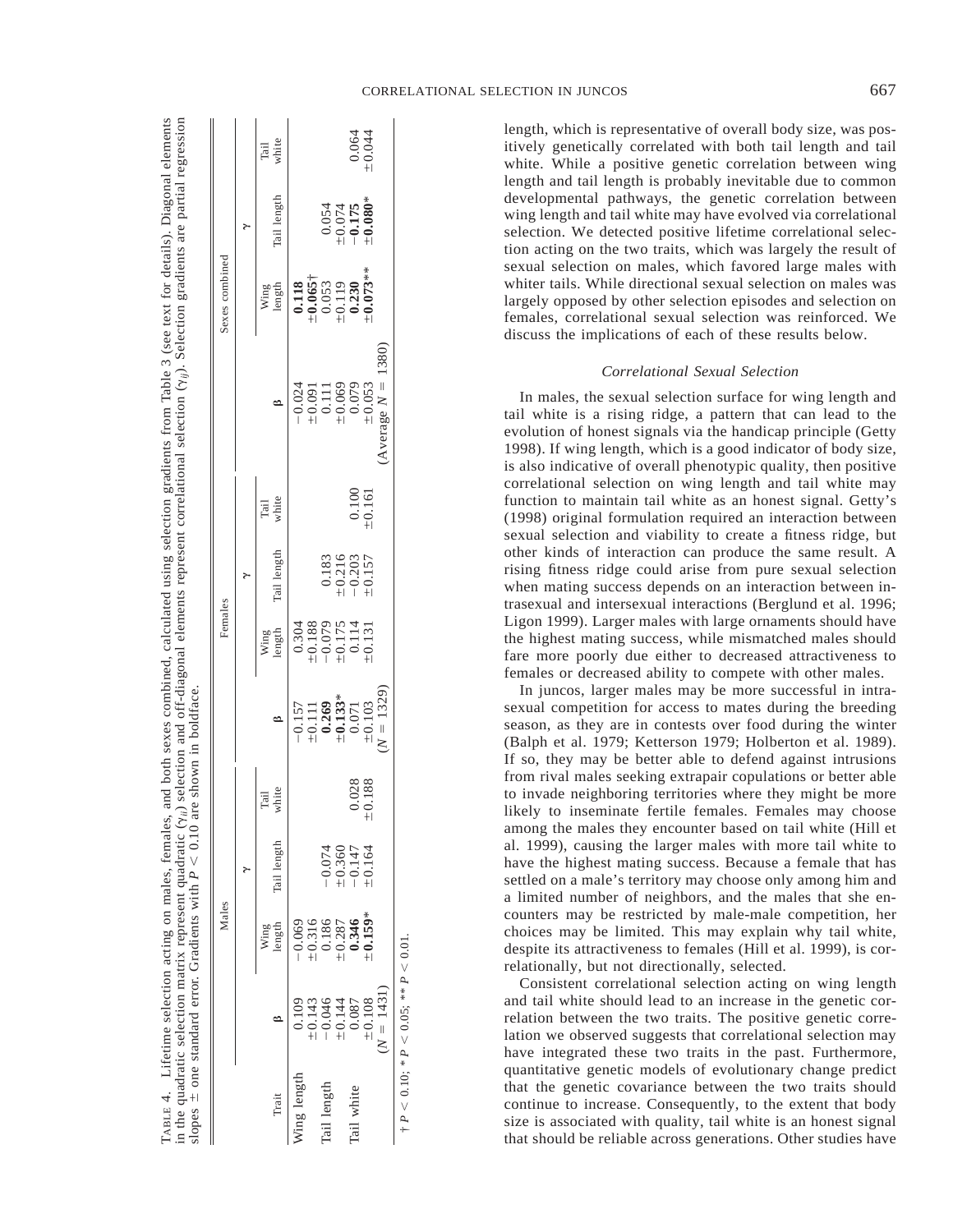TABLE 4. Lifetime selection acting on males, females, and both sexes combined, calculated using selection gradients from Table 3 (see text for details). Diagonal elements in the quadratic selection matrix represent quadratic ($\gamma_{ii}$) selection and off-diagonal elements represent correlational selection ($\gamma_{ij}$). Selection gradients are partial regression slopes ± one standard error. Gradients with $P < 0.10$ are shown in boldface.

| | Males | | | | Females | | | | Sexes combined | | | |
|---|---|---|---|---|---|---|---|---|---|---|---|---|
| | | $\gamma$ | | | | $\gamma$ | | | | $\gamma$ | | |
| Trait | $\beta$ | Wing length | Tail length | Tail white | $\beta$ | Wing length | Tail length | Tail white | $\beta$ | Wing length | Tail length | Tail white |
| Wing length | 0.109 | −0.069 | | | −0.157 | 0.304 | | | −0.024 | **0.118** | | |
| | ±0.143 | ±0.316 | | | ±0.111 | ±0.188 | | | ±0.091 | **±0.065**† | | |
| Tail length | −0.046 | 0.186 | −0.074 | | **0.269** | −0.079 | 0.183 | | 0.111 | 0.053 | 0.054 | |
| | ±0.144 | ±0.287 | ±0.360 | | **±0.133*** | ±0.175 | ±0.216 | | ±0.069 | ±0.119 | ±0.074 | |
| Tail white | 0.087 | **0.346** | −0.147 | 0.028 | 0.071 | 0.114 | −0.203 | 0.100 | 0.079 | **0.230** | **−0.175** | 0.064 |
| | ±0.108 | **±0.159*** | ±0.164 | ±0.188 | ±0.103 | ±0.131 | ±0.157 | ±0.161 | ±0.053 | **±0.073**** | **±0.080*** | ±0.044 |
| | ($N$ = 1431) | | | | ($N$ = 1329) | | | | (Average $N$ = 1380) | | | |

† $P < 0.10$; * $P < 0.05$; ** $P < 0.01$.

length, which is representative of overall body size, was positively genetically correlated with both tail length and tail white. While a positive genetic correlation between wing length and tail length is probably inevitable due to common developmental pathways, the genetic correlation between wing length and tail white may have evolved via correlational selection. We detected positive lifetime correlational selection acting on the two traits, which was largely the result of sexual selection on males, which favored large males with whiter tails. While directional sexual selection on males was largely opposed by other selection episodes and selection on females, correlational sexual selection was reinforced. We discuss the implications of each of these results below.

### *Correlational Sexual Selection*

In males, the sexual selection surface for wing length and tail white is a rising ridge, a pattern that can lead to the evolution of honest signals via the handicap principle (Getty 1998). If wing length, which is a good indicator of body size, is also indicative of overall phenotypic quality, then positive correlational selection on wing length and tail white may function to maintain tail white as an honest signal. Getty's (1998) original formulation required an interaction between sexual selection and viability to create a fitness ridge, but other kinds of interaction can produce the same result. A rising fitness ridge could arise from pure sexual selection when mating success depends on an interaction between intrasexual and intersexual interactions (Berglund et al. 1996; Ligon 1999). Larger males with large ornaments should have the highest mating success, while mismatched males should fare more poorly due either to decreased attractiveness to females or decreased ability to compete with other males.

In juncos, larger males may be more successful in intrasexual competition for access to mates during the breeding season, as they are in contests over food during the winter (Balph et al. 1979; Ketterson 1979; Holberton et al. 1989). If so, they may be better able to defend against intrusions from rival males seeking extrapair copulations or better able to invade neighboring territories where they might be more likely to inseminate fertile females. Females may choose among the males they encounter based on tail white (Hill et al. 1999), causing the larger males with more tail white to have the highest mating success. Because a female that has settled on a male's territory may choose only among him and a limited number of neighbors, and the males that she encounters may be restricted by male-male competition, her choices may be limited. This may explain why tail white, despite its attractiveness to females (Hill et al. 1999), is correlationally, but not directionally, selected.

Consistent correlational selection acting on wing length and tail white should lead to an increase in the genetic correlation between the two traits. The positive genetic correlation we observed suggests that correlational selection may have integrated these two traits in the past. Furthermore, quantitative genetic models of evolutionary change predict that the genetic covariance between the two traits should continue to increase. Consequently, to the extent that body size is associated with quality, tail white is an honest signal that should be reliable across generations. Other studies have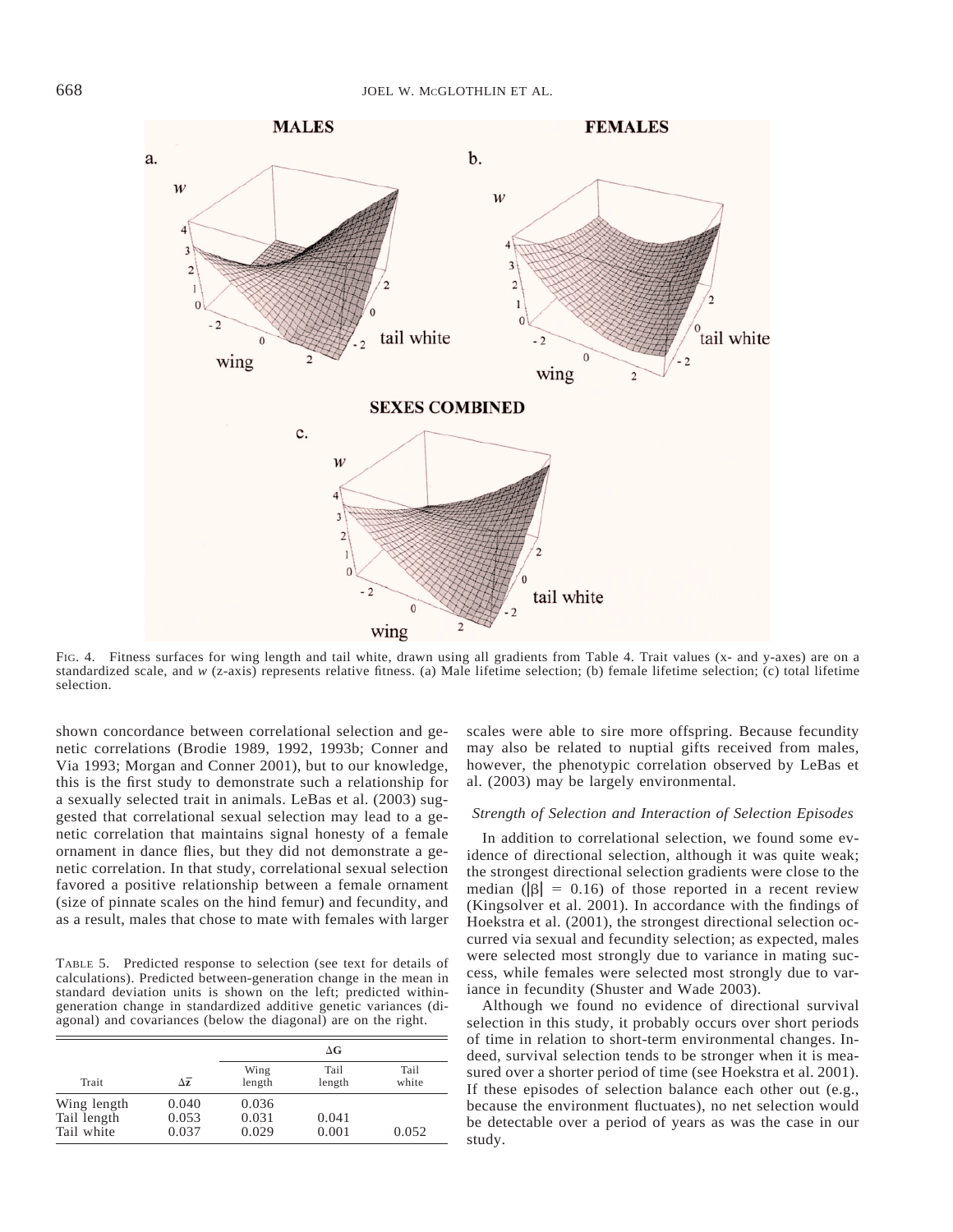FIG. 4. Fitness surfaces for wing length and tail white, drawn using all gradients from Table 4. Trait values (x- and y-axes) are on a standardized scale, and $w$ (z-axis) represents relative fitness. (a) Male lifetime selection; (b) female lifetime selection; (c) total lifetime selection.

shown concordance between correlational selection and genetic correlations (Brodie 1989, 1992, 1993b; Conner and Via 1993; Morgan and Conner 2001), but to our knowledge, this is the first study to demonstrate such a relationship for a sexually selected trait in animals. LeBas et al. (2003) suggested that correlational sexual selection may lead to a genetic correlation that maintains signal honesty of a female ornament in dance flies, but they did not demonstrate a genetic correlation. In that study, correlational sexual selection favored a positive relationship between a female ornament (size of pinnate scales on the hind femur) and fecundity, and as a result, males that chose to mate with females with larger scales were able to sire more offspring. Because fecundity may also be related to nuptial gifts received from males, however, the phenotypic correlation observed by LeBas et al. (2003) may be largely environmental.

TABLE 5. Predicted response to selection (see text for details of calculations). Predicted between-generation change in the mean in standard deviation units is shown on the left; predicted within-generation change in standardized additive genetic variances (diagonal) and covariances (below the diagonal) are on the right.

| | | $\Delta$G | | |
|---|---|---|---|---|
| Trait | $\Delta\bar{z}$ | Wing length | Tail length | Tail white |
| Wing length | 0.040 | 0.036 | | |
| Tail length | 0.053 | 0.031 | 0.041 | |
| Tail white | 0.037 | 0.029 | 0.001 | 0.052 |

### *Strength of Selection and Interaction of Selection Episodes*

In addition to correlational selection, we found some evidence of directional selection, although it was quite weak; the strongest directional selection gradients were close to the median ($|\beta| = 0.16$) of those reported in a recent review (Kingsolver et al. 2001). In accordance with the findings of Hoekstra et al. (2001), the strongest directional selection occurred via sexual and fecundity selection; as expected, males were selected most strongly due to variance in mating success, while females were selected most strongly due to variance in fecundity (Shuster and Wade 2003).

Although we found no evidence of directional survival selection in this study, it probably occurs over short periods of time in relation to short-term environmental changes. Indeed, survival selection tends to be stronger when it is measured over a shorter period of time (see Hoekstra et al. 2001). If these episodes of selection balance each other out (e.g., because the environment fluctuates), no net selection would be detectable over a period of years as was the case in our study.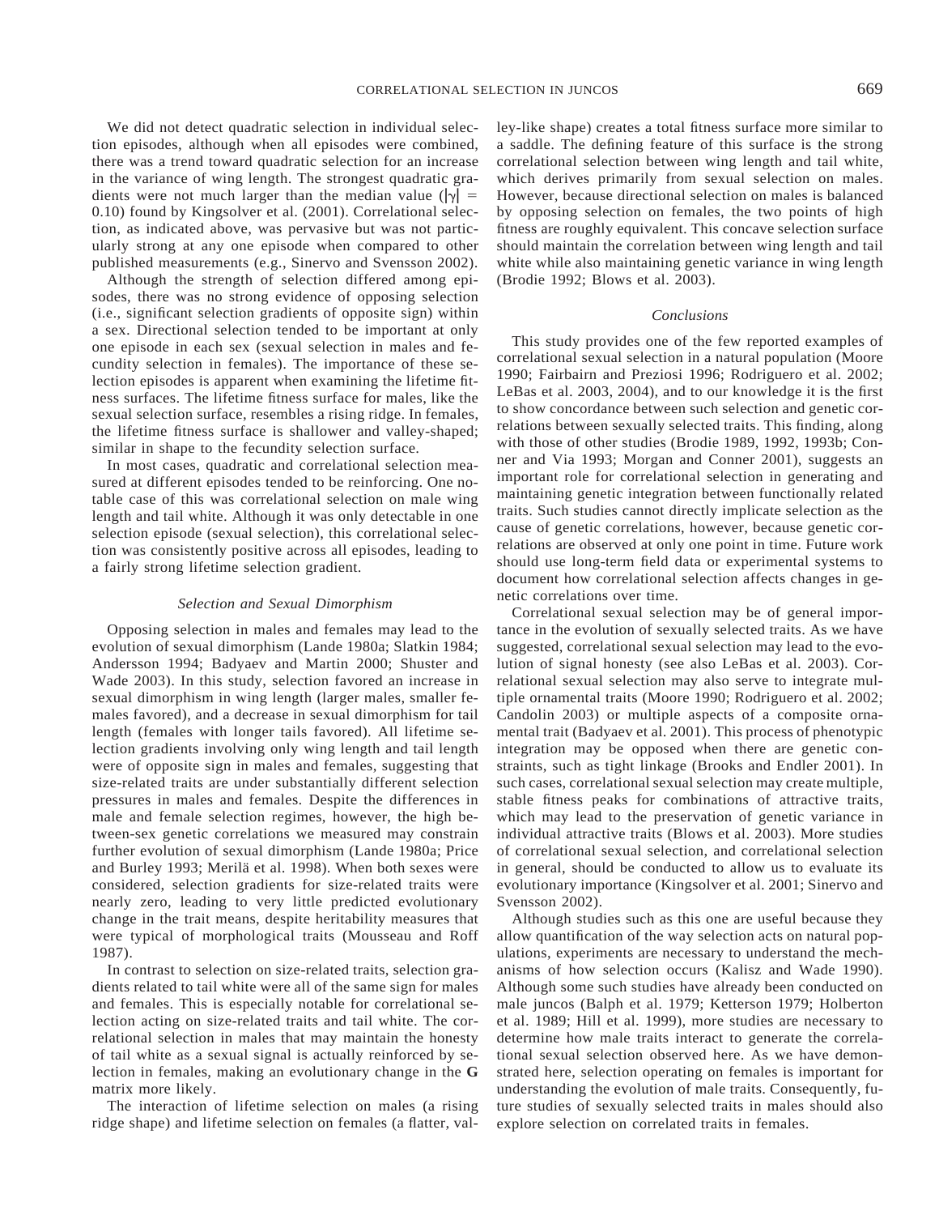We did not detect quadratic selection in individual selection episodes, although when all episodes were combined, there was a trend toward quadratic selection for an increase in the variance of wing length. The strongest quadratic gradients were not much larger than the median value ($|\gamma| = 0.10$) found by Kingsolver et al. (2001). Correlational selection, as indicated above, was pervasive but was not particularly strong at any one episode when compared to other published measurements (e.g., Sinervo and Svensson 2002).

Although the strength of selection differed among episodes, there was no strong evidence of opposing selection (i.e., significant selection gradients of opposite sign) within a sex. Directional selection tended to be important at only one episode in each sex (sexual selection in males and fecundity selection in females). The importance of these selection episodes is apparent when examining the lifetime fitness surfaces. The lifetime fitness surface for males, like the sexual selection surface, resembles a rising ridge. In females, the lifetime fitness surface is shallower and valley-shaped; similar in shape to the fecundity selection surface.

In most cases, quadratic and correlational selection measured at different episodes tended to be reinforcing. One notable case of this was correlational selection on male wing length and tail white. Although it was only detectable in one selection episode (sexual selection), this correlational selection was consistently positive across all episodes, leading to a fairly strong lifetime selection gradient.

### *Selection and Sexual Dimorphism*

Opposing selection in males and females may lead to the evolution of sexual dimorphism (Lande 1980a; Slatkin 1984; Andersson 1994; Badyaev and Martin 2000; Shuster and Wade 2003). In this study, selection favored an increase in sexual dimorphism in wing length (larger males, smaller females favored), and a decrease in sexual dimorphism for tail length (females with longer tails favored). All lifetime selection gradients involving only wing length and tail length were of opposite sign in males and females, suggesting that size-related traits are under substantially different selection pressures in males and females. Despite the differences in male and female selection regimes, however, the high between-sex genetic correlations we measured may constrain further evolution of sexual dimorphism (Lande 1980a; Price and Burley 1993; Merilä et al. 1998). When both sexes were considered, selection gradients for size-related traits were nearly zero, leading to very little predicted evolutionary change in the trait means, despite heritability measures that were typical of morphological traits (Mousseau and Roff 1987).

In contrast to selection on size-related traits, selection gradients related to tail white were all of the same sign for males and females. This is especially notable for correlational selection acting on size-related traits and tail white. The correlational selection in males that may maintain the honesty of tail white as a sexual signal is actually reinforced by selection in females, making an evolutionary change in the **G** matrix more likely.

The interaction of lifetime selection on males (a rising ridge shape) and lifetime selection on females (a flatter, valley-like shape) creates a total fitness surface more similar to a saddle. The defining feature of this surface is the strong correlational selection between wing length and tail white, which derives primarily from sexual selection on males. However, because directional selection on males is balanced by opposing selection on females, the two points of high fitness are roughly equivalent. This concave selection surface should maintain the correlation between wing length and tail white while also maintaining genetic variance in wing length (Brodie 1992; Blows et al. 2003).

### *Conclusions*

This study provides one of the few reported examples of correlational sexual selection in a natural population (Moore 1990; Fairbairn and Preziosi 1996; Rodriguero et al. 2002; LeBas et al. 2003, 2004), and to our knowledge it is the first to show concordance between such selection and genetic correlations between sexually selected traits. This finding, along with those of other studies (Brodie 1989, 1992, 1993b; Conner and Via 1993; Morgan and Conner 2001), suggests an important role for correlational selection in generating and maintaining genetic integration between functionally related traits. Such studies cannot directly implicate selection as the cause of genetic correlations, however, because genetic correlations are observed at only one point in time. Future work should use long-term field data or experimental systems to document how correlational selection affects changes in genetic correlations over time.

Correlational sexual selection may be of general importance in the evolution of sexually selected traits. As we have suggested, correlational sexual selection may lead to the evolution of signal honesty (see also LeBas et al. 2003). Correlational sexual selection may also serve to integrate multiple ornamental traits (Moore 1990; Rodriguero et al. 2002; Candolin 2003) or multiple aspects of a composite ornamental trait (Badyaev et al. 2001). This process of phenotypic integration may be opposed when there are genetic constraints, such as tight linkage (Brooks and Endler 2001). In such cases, correlational sexual selection may create multiple, stable fitness peaks for combinations of attractive traits, which may lead to the preservation of genetic variance in individual attractive traits (Blows et al. 2003). More studies of correlational sexual selection, and correlational selection in general, should be conducted to allow us to evaluate its evolutionary importance (Kingsolver et al. 2001; Sinervo and Svensson 2002).

Although studies such as this one are useful because they allow quantification of the way selection acts on natural populations, experiments are necessary to understand the mechanisms of how selection occurs (Kalisz and Wade 1990). Although some such studies have already been conducted on male juncos (Balph et al. 1979; Ketterson 1979; Holberton et al. 1989; Hill et al. 1999), more studies are necessary to determine how male traits interact to generate the correlational sexual selection observed here. As we have demonstrated here, selection operating on females is important for understanding the evolution of male traits. Consequently, future studies of sexually selected traits in males should also explore selection on correlated traits in females.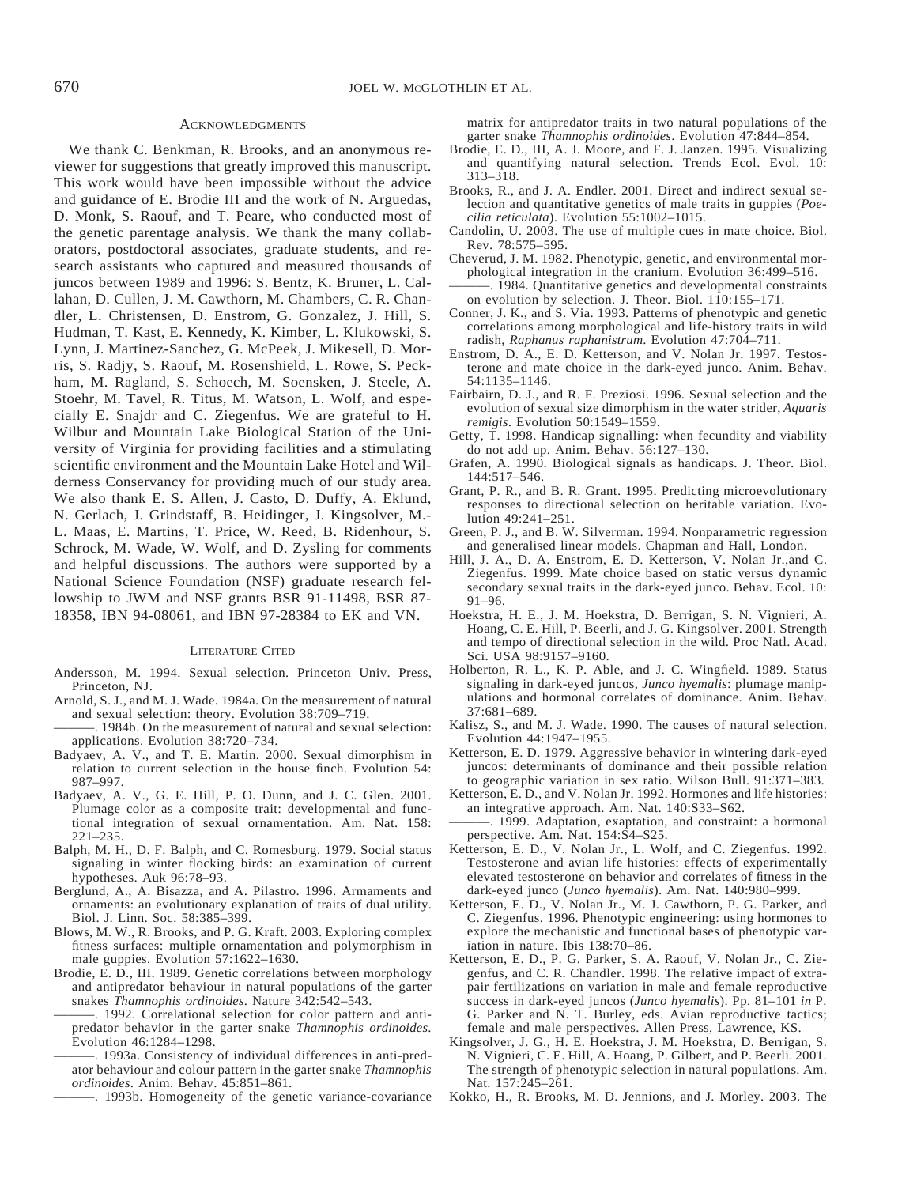## Acknowledgments

We thank C. Benkman, R. Brooks, and an anonymous reviewer for suggestions that greatly improved this manuscript. This work would have been impossible without the advice and guidance of E. Brodie III and the work of N. Arguedas, D. Monk, S. Raouf, and T. Peare, who conducted most of the genetic parentage analysis. We thank the many collaborators, postdoctoral associates, graduate students, and research assistants who captured and measured thousands of juncos between 1989 and 1996: S. Bentz, K. Bruner, L. Callahan, D. Cullen, J. M. Cawthorn, M. Chambers, C. R. Chandler, L. Christensen, D. Enstrom, G. Gonzalez, J. Hill, S. Hudman, T. Kast, E. Kennedy, K. Kimber, L. Klukowski, S. Lynn, J. Martinez-Sanchez, G. McPeek, J. Mikesell, D. Morris, S. Radjy, S. Raouf, M. Rosenshield, L. Rowe, S. Peckham, M. Ragland, S. Schoech, M. Soensken, J. Steele, A. Stoehr, M. Tavel, R. Titus, M. Watson, L. Wolf, and especially E. Snajdr and C. Ziegenfus. We are grateful to H. Wilbur and Mountain Lake Biological Station of the University of Virginia for providing facilities and a stimulating scientific environment and the Mountain Lake Hotel and Wilderness Conservancy for providing much of our study area. We also thank E. S. Allen, J. Casto, D. Duffy, A. Eklund, N. Gerlach, J. Grindstaff, B. Heidinger, J. Kingsolver, M.-L. Maas, E. Martins, T. Price, W. Reed, B. Ridenhour, S. Schrock, M. Wade, W. Wolf, and D. Zysling for comments and helpful discussions. The authors were supported by a National Science Foundation (NSF) graduate research fellowship to JWM and NSF grants BSR 91-11498, BSR 87-18358, IBN 94-08061, and IBN 97-28384 to EK and VN.

## Literature Cited

Andersson, M. 1994. Sexual selection. Princeton Univ. Press, Princeton, NJ.

Arnold, S. J., and M. J. Wade. 1984a. On the measurement of natural and sexual selection: theory. Evolution 38:709–719.

———. 1984b. On the measurement of natural and sexual selection: applications. Evolution 38:720–734.

Badyaev, A. V., and T. E. Martin. 2000. Sexual dimorphism in relation to current selection in the house finch. Evolution 54: 987–997.

Badyaev, A. V., G. E. Hill, P. O. Dunn, and J. C. Glen. 2001. Plumage color as a composite trait: developmental and functional integration of sexual ornamentation. Am. Nat. 158: 221–235.

Balph, M. H., D. F. Balph, and C. Romesburg. 1979. Social status signaling in winter flocking birds: an examination of current hypotheses. Auk 96:78–93.

Berglund, A., A. Bisazza, and A. Pilastro. 1996. Armaments and ornaments: an evolutionary explanation of traits of dual utility. Biol. J. Linn. Soc. 58:385–399.

Blows, M. W., R. Brooks, and P. G. Kraft. 2003. Exploring complex fitness surfaces: multiple ornamentation and polymorphism in male guppies. Evolution 57:1622–1630.

Brodie, E. D., III. 1989. Genetic correlations between morphology and antipredator behaviour in natural populations of the garter snakes *Thamnophis ordinoides*. Nature 342:542–543.

———. 1992. Correlational selection for color pattern and antipredator behavior in the garter snake *Thamnophis ordinoides*. Evolution 46:1284–1298.

———. 1993a. Consistency of individual differences in anti-predator behaviour and colour pattern in the garter snake *Thamnophis ordinoides*. Anim. Behav. 45:851–861.

———. 1993b. Homogeneity of the genetic variance-covariance matrix for antipredator traits in two natural populations of the garter snake *Thamnophis ordinoides*. Evolution 47:844–854.

Brodie, E. D., III, A. J. Moore, and F. J. Janzen. 1995. Visualizing and quantifying natural selection. Trends Ecol. Evol. 10: 313–318.

Brooks, R., and J. A. Endler. 2001. Direct and indirect sexual selection and quantitative genetics of male traits in guppies (*Poecilia reticulata*). Evolution 55:1002–1015.

Candolin, U. 2003. The use of multiple cues in mate choice. Biol. Rev. 78:575–595.

Cheverud, J. M. 1982. Phenotypic, genetic, and environmental morphological integration in the cranium. Evolution 36:499–516.

———. 1984. Quantitative genetics and developmental constraints on evolution by selection. J. Theor. Biol. 110:155–171.

Conner, J. K., and S. Via. 1993. Patterns of phenotypic and genetic correlations among morphological and life-history traits in wild radish, *Raphanus raphanistrum*. Evolution 47:704–711.

Enstrom, D. A., E. D. Ketterson, and V. Nolan Jr. 1997. Testosterone and mate choice in the dark-eyed junco. Anim. Behav. 54:1135–1146.

Fairbairn, D. J., and R. F. Preziosi. 1996. Sexual selection and the evolution of sexual size dimorphism in the water strider, *Aquaris remigis*. Evolution 50:1549–1559.

Getty, T. 1998. Handicap signalling: when fecundity and viability do not add up. Anim. Behav. 56:127–130.

Grafen, A. 1990. Biological signals as handicaps. J. Theor. Biol. 144:517–546.

Grant, P. R., and B. R. Grant. 1995. Predicting microevolutionary responses to directional selection on heritable variation. Evolution 49:241–251.

Green, P. J., and B. W. Silverman. 1994. Nonparametric regression and generalised linear models. Chapman and Hall, London.

Hill, J. A., D. A. Enstrom, E. D. Ketterson, V. Nolan Jr.,and C. Ziegenfus. 1999. Mate choice based on static versus dynamic secondary sexual traits in the dark-eyed junco. Behav. Ecol. 10: 91–96.

Hoekstra, H. E., J. M. Hoekstra, D. Berrigan, S. N. Vignieri, A. Hoang, C. E. Hill, P. Beerli, and J. G. Kingsolver. 2001. Strength and tempo of directional selection in the wild. Proc Natl. Acad. Sci. USA 98:9157–9160.

Holberton, R. L., K. P. Able, and J. C. Wingfield. 1989. Status signaling in dark-eyed juncos, *Junco hyemalis*: plumage manipulations and hormonal correlates of dominance. Anim. Behav. 37:681–689.

Kalisz, S., and M. J. Wade. 1990. The causes of natural selection. Evolution 44:1947–1955.

Ketterson, E. D. 1979. Aggressive behavior in wintering dark-eyed juncos: determinants of dominance and their possible relation to geographic variation in sex ratio. Wilson Bull. 91:371–383.

Ketterson, E. D., and V. Nolan Jr. 1992. Hormones and life histories: an integrative approach. Am. Nat. 140:S33–S62.

———. 1999. Adaptation, exaptation, and constraint: a hormonal perspective. Am. Nat. 154:S4–S25.

Ketterson, E. D., V. Nolan Jr., L. Wolf, and C. Ziegenfus. 1992. Testosterone and avian life histories: effects of experimentally elevated testosterone on behavior and correlates of fitness in the dark-eyed junco (*Junco hyemalis*). Am. Nat. 140:980–999.

Ketterson, E. D., V. Nolan Jr., M. J. Cawthorn, P. G. Parker, and C. Ziegenfus. 1996. Phenotypic engineering: using hormones to explore the mechanistic and functional bases of phenotypic variation in nature. Ibis 138:70–86.

Ketterson, E. D., P. G. Parker, S. A. Raouf, V. Nolan Jr., C. Ziegenfus, and C. R. Chandler. 1998. The relative impact of extra-pair fertilizations on variation in male and female reproductive success in dark-eyed juncos (*Junco hyemalis*). Pp. 81–101 *in* P. G. Parker and N. T. Burley, eds. Avian reproductive tactics; female and male perspectives. Allen Press, Lawrence, KS.

Kingsolver, J. G., H. E. Hoekstra, J. M. Hoekstra, D. Berrigan, S. N. Vignieri, C. E. Hill, A. Hoang, P. Gilbert, and P. Beerli. 2001. The strength of phenotypic selection in natural populations. Am. Nat. 157:245–261.

Kokko, H., R. Brooks, M. D. Jennions, and J. Morley. 2003. The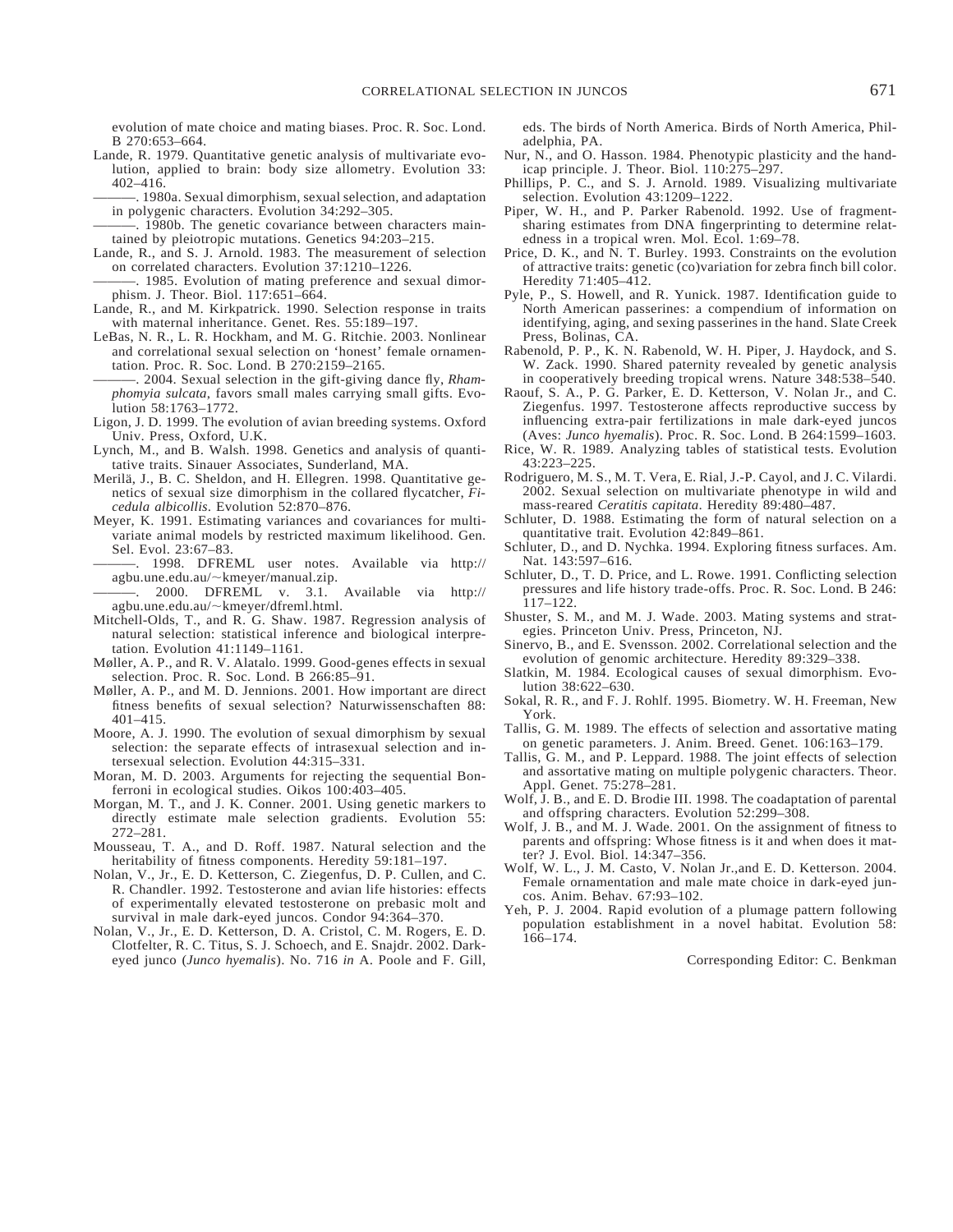evolution of mate choice and mating biases. Proc. R. Soc. Lond. B 270:653–664.

Lande, R. 1979. Quantitative genetic analysis of multivariate evolution, applied to brain: body size allometry. Evolution 33: 402–416.

———. 1980a. Sexual dimorphism, sexual selection, and adaptation in polygenic characters. Evolution 34:292–305.

———. 1980b. The genetic covariance between characters maintained by pleiotropic mutations. Genetics 94:203–215.

Lande, R., and S. J. Arnold. 1983. The measurement of selection on correlated characters. Evolution 37:1210–1226.

———. 1985. Evolution of mating preference and sexual dimorphism. J. Theor. Biol. 117:651–664.

Lande, R., and M. Kirkpatrick. 1990. Selection response in traits with maternal inheritance. Genet. Res. 55:189–197.

LeBas, N. R., L. R. Hockham, and M. G. Ritchie. 2003. Nonlinear and correlational sexual selection on 'honest' female ornamentation. Proc. R. Soc. Lond. B 270:2159–2165.

———. 2004. Sexual selection in the gift-giving dance fly, *Rhamphomyia sulcata*, favors small males carrying small gifts. Evolution 58:1763–1772.

Ligon, J. D. 1999. The evolution of avian breeding systems. Oxford Univ. Press, Oxford, U.K.

Lynch, M., and B. Walsh. 1998. Genetics and analysis of quantitative traits. Sinauer Associates, Sunderland, MA.

Merilä, J., B. C. Sheldon, and H. Ellegren. 1998. Quantitative genetics of sexual size dimorphism in the collared flycatcher, *Ficedula albicollis*. Evolution 52:870–876.

Meyer, K. 1991. Estimating variances and covariances for multivariate animal models by restricted maximum likelihood. Gen. Sel. Evol. 23:67–83.

———. 1998. DFREML user notes. Available via http://agbu.une.edu.au/~kmeyer/manual.zip.

———. 2000. DFREML v. 3.1. Available via http://agbu.une.edu.au/~kmeyer/dfreml.html.

Mitchell-Olds, T., and R. G. Shaw. 1987. Regression analysis of natural selection: statistical inference and biological interpretation. Evolution 41:1149–1161.

Møller, A. P., and R. V. Alatalo. 1999. Good-genes effects in sexual selection. Proc. R. Soc. Lond. B 266:85–91.

Møller, A. P., and M. D. Jennions. 2001. How important are direct fitness benefits of sexual selection? Naturwissenschaften 88: 401–415.

Moore, A. J. 1990. The evolution of sexual dimorphism by sexual selection: the separate effects of intrasexual selection and intersexual selection. Evolution 44:315–331.

Moran, M. D. 2003. Arguments for rejecting the sequential Bonferroni in ecological studies. Oikos 100:403–405.

Morgan, M. T., and J. K. Conner. 2001. Using genetic markers to directly estimate male selection gradients. Evolution 55: 272–281.

Mousseau, T. A., and D. Roff. 1987. Natural selection and the heritability of fitness components. Heredity 59:181–197.

Nolan, V., Jr., E. D. Ketterson, C. Ziegenfus, D. P. Cullen, and C. R. Chandler. 1992. Testosterone and avian life histories: effects of experimentally elevated testosterone on prebasic molt and survival in male dark-eyed juncos. Condor 94:364–370.

Nolan, V., Jr., E. D. Ketterson, D. A. Cristol, C. M. Rogers, E. D. Clotfelter, R. C. Titus, S. J. Schoech, and E. Snajdr. 2002. Dark-eyed junco (*Junco hyemalis*). No. 716 *in* A. Poole and F. Gill, eds. The birds of North America. Birds of North America, Philadelphia, PA.

Nur, N., and O. Hasson. 1984. Phenotypic plasticity and the handicap principle. J. Theor. Biol. 110:275–297.

Phillips, P. C., and S. J. Arnold. 1989. Visualizing multivariate selection. Evolution 43:1209–1222.

Piper, W. H., and P. Parker Rabenold. 1992. Use of fragment-sharing estimates from DNA fingerprinting to determine relatedness in a tropical wren. Mol. Ecol. 1:69–78.

Price, D. K., and N. T. Burley. 1993. Constraints on the evolution of attractive traits: genetic (co)variation for zebra finch bill color. Heredity 71:405–412.

Pyle, P., S. Howell, and R. Yunick. 1987. Identification guide to North American passerines: a compendium of information on identifying, aging, and sexing passerines in the hand. Slate Creek Press, Bolinas, CA.

Rabenold, P. P., K. N. Rabenold, W. H. Piper, J. Haydock, and S. W. Zack. 1990. Shared paternity revealed by genetic analysis in cooperatively breeding tropical wrens. Nature 348:538–540.

Raouf, S. A., P. G. Parker, E. D. Ketterson, V. Nolan Jr., and C. Ziegenfus. 1997. Testosterone affects reproductive success by influencing extra-pair fertilizations in male dark-eyed juncos (Aves: *Junco hyemalis*). Proc. R. Soc. Lond. B 264:1599–1603.

Rice, W. R. 1989. Analyzing tables of statistical tests. Evolution 43:223–225.

Rodriguero, M. S., M. T. Vera, E. Rial, J.-P. Cayol, and J. C. Vilardi. 2002. Sexual selection on multivariate phenotype in wild and mass-reared *Ceratitis capitata*. Heredity 89:480–487.

Schluter, D. 1988. Estimating the form of natural selection on a quantitative trait. Evolution 42:849–861.

Schluter, D., and D. Nychka. 1994. Exploring fitness surfaces. Am. Nat. 143:597–616.

Schluter, D., T. D. Price, and L. Rowe. 1991. Conflicting selection pressures and life history trade-offs. Proc. R. Soc. Lond. B 246: 117–122.

Shuster, S. M., and M. J. Wade. 2003. Mating systems and strategies. Princeton Univ. Press, Princeton, NJ.

Sinervo, B., and E. Svensson. 2002. Correlational selection and the evolution of genomic architecture. Heredity 89:329–338.

Slatkin, M. 1984. Ecological causes of sexual dimorphism. Evolution 38:622–630.

Sokal, R. R., and F. J. Rohlf. 1995. Biometry. W. H. Freeman, New York.

Tallis, G. M. 1989. The effects of selection and assortative mating on genetic parameters. J. Anim. Breed. Genet. 106:163–179.

Tallis, G. M., and P. Leppard. 1988. The joint effects of selection and assortative mating on multiple polygenic characters. Theor. Appl. Genet. 75:278–281.

Wolf, J. B., and E. D. Brodie III. 1998. The coadaptation of parental and offspring characters. Evolution 52:299–308.

Wolf, J. B., and M. J. Wade. 2001. On the assignment of fitness to parents and offspring: Whose fitness is it and when does it matter? J. Evol. Biol. 14:347–356.

Wolf, W. L., J. M. Casto, V. Nolan Jr.,and E. D. Ketterson. 2004. Female ornamentation and male mate choice in dark-eyed juncos. Anim. Behav. 67:93–102.

Yeh, P. J. 2004. Rapid evolution of a plumage pattern following population establishment in a novel habitat. Evolution 58: 166–174.

Corresponding Editor: C. Benkman